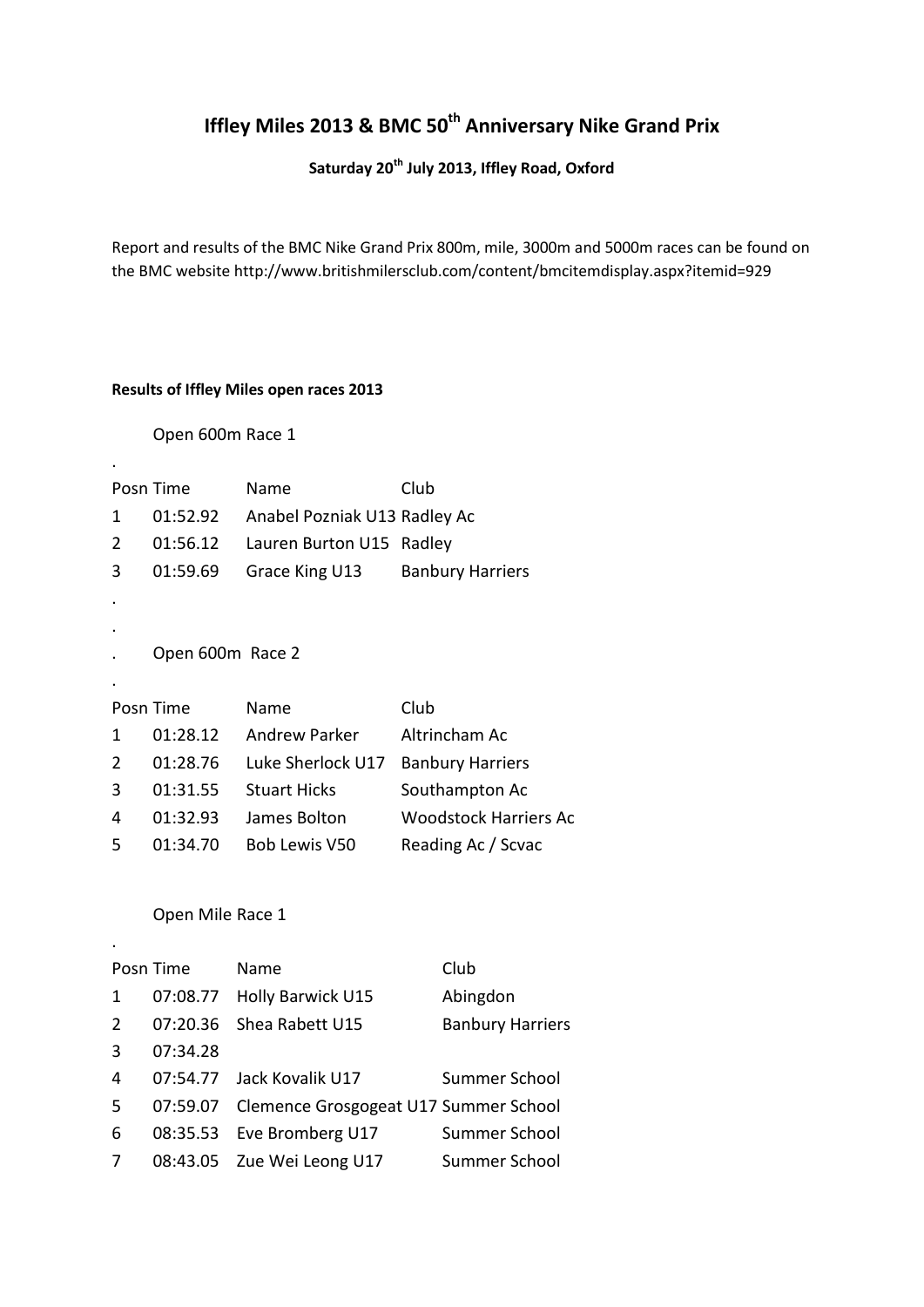# Iffley Miles 2013 & BMC 50th Anniversary Nike Grand Prix

**Saturday 20th July 2013, Iffley Road, Oxford**

Report and results of the BMC Nike Grand Prix 800m, mile, 3000m and 5000m races can be found on the BMC website http://www.britishmilersclub.com/content/bmcitemdisplay.aspx?itemid=929

**Results of Iffley Miles open races 2013**

Open 600m Race 1

| Posn | Time | Name | Club |
|---|---|---|---|
| 1 | 01:52.92 | Anabel Pozniak U13 | Radley Ac |
| 2 | 01:56.12 | Lauren Burton U15 | Radley |
| 3 | 01:59.69 | Grace King U13 | Banbury Harriers |

Open 600m Race 2

| Posn | Time | Name | Club |
|---|---|---|---|
| 1 | 01:28.12 | Andrew Parker | Altrincham Ac |
| 2 | 01:28.76 | Luke Sherlock U17 | Banbury Harriers |
| 3 | 01:31.55 | Stuart Hicks | Southampton Ac |
| 4 | 01:32.93 | James Bolton | Woodstock Harriers Ac |
| 5 | 01:34.70 | Bob Lewis V50 | Reading Ac / Scvac |

Open Mile Race 1

| Posn | Time | Name | Club |
|---|---|---|---|
| 1 | 07:08.77 | Holly Barwick U15 | Abingdon |
| 2 | 07:20.36 | Shea Rabett U15 | Banbury Harriers |
| 3 | 07:34.28 | | |
| 4 | 07:54.77 | Jack Kovalik U17 | Summer School |
| 5 | 07:59.07 | Clemence Grosgogeat U17 | Summer School |
| 6 | 08:35.53 | Eve Bromberg U17 | Summer School |
| 7 | 08:43.05 | Zue Wei Leong U17 | Summer School |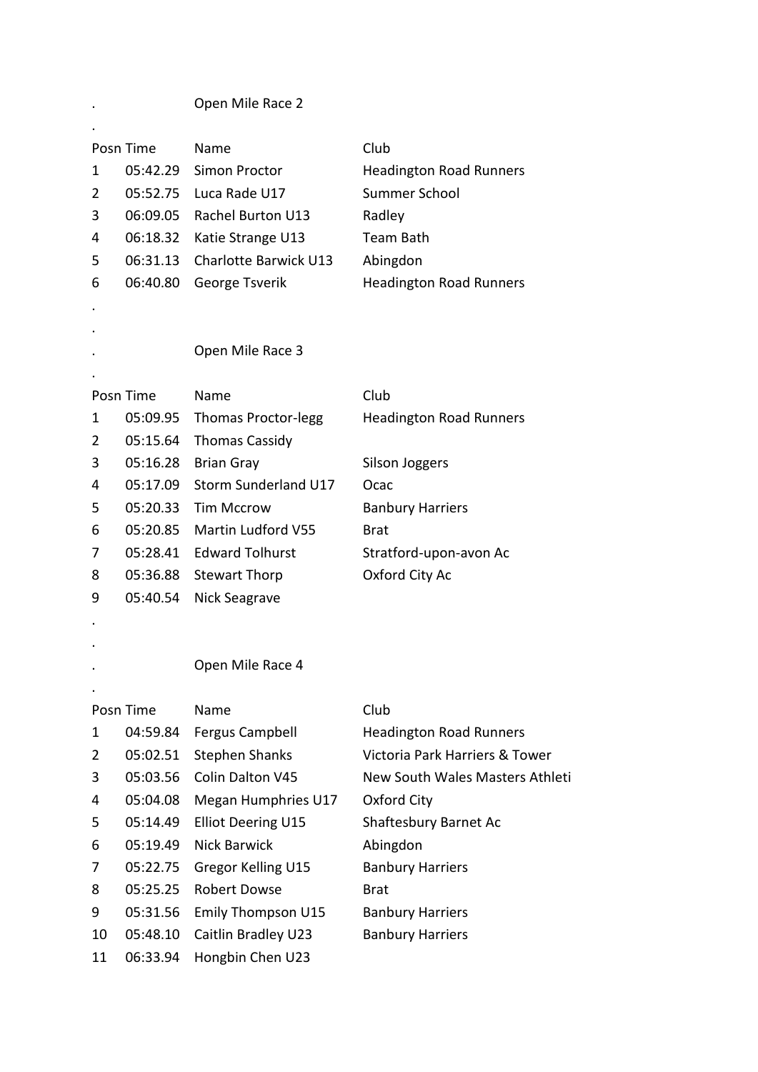.

## Open Mile Race 2

.

| Posn | Time | Name | Club |
|---|---|---|---|
| 1 | 05:42.29 | Simon Proctor | Headington Road Runners |
| 2 | 05:52.75 | Luca Rade U17 | Summer School |
| 3 | 06:09.05 | Rachel Burton U13 | Radley |
| 4 | 06:18.32 | Katie Strange U13 | Team Bath |
| 5 | 06:31.13 | Charlotte Barwick U13 | Abingdon |
| 6 | 06:40.80 | George Tsverik | Headington Road Runners |

.

.

.

## Open Mile Race 3

.

| Posn | Time | Name | Club |
|---|---|---|---|
| 1 | 05:09.95 | Thomas Proctor-legg | Headington Road Runners |
| 2 | 05:15.64 | Thomas Cassidy | |
| 3 | 05:16.28 | Brian Gray | Silson Joggers |
| 4 | 05:17.09 | Storm Sunderland U17 | Ocac |
| 5 | 05:20.33 | Tim Mccrow | Banbury Harriers |
| 6 | 05:20.85 | Martin Ludford V55 | Brat |
| 7 | 05:28.41 | Edward Tolhurst | Stratford-upon-avon Ac |
| 8 | 05:36.88 | Stewart Thorp | Oxford City Ac |
| 9 | 05:40.54 | Nick Seagrave | |

.

.

.

## Open Mile Race 4

.

| Posn | Time | Name | Club |
|---|---|---|---|
| 1 | 04:59.84 | Fergus Campbell | Headington Road Runners |
| 2 | 05:02.51 | Stephen Shanks | Victoria Park Harriers & Tower |
| 3 | 05:03.56 | Colin Dalton V45 | New South Wales Masters Athleti |
| 4 | 05:04.08 | Megan Humphries U17 | Oxford City |
| 5 | 05:14.49 | Elliot Deering U15 | Shaftesbury Barnet Ac |
| 6 | 05:19.49 | Nick Barwick | Abingdon |
| 7 | 05:22.75 | Gregor Kelling U15 | Banbury Harriers |
| 8 | 05:25.25 | Robert Dowse | Brat |
| 9 | 05:31.56 | Emily Thompson U15 | Banbury Harriers |
| 10 | 05:48.10 | Caitlin Bradley U23 | Banbury Harriers |
| 11 | 06:33.94 | Hongbin Chen U23 | |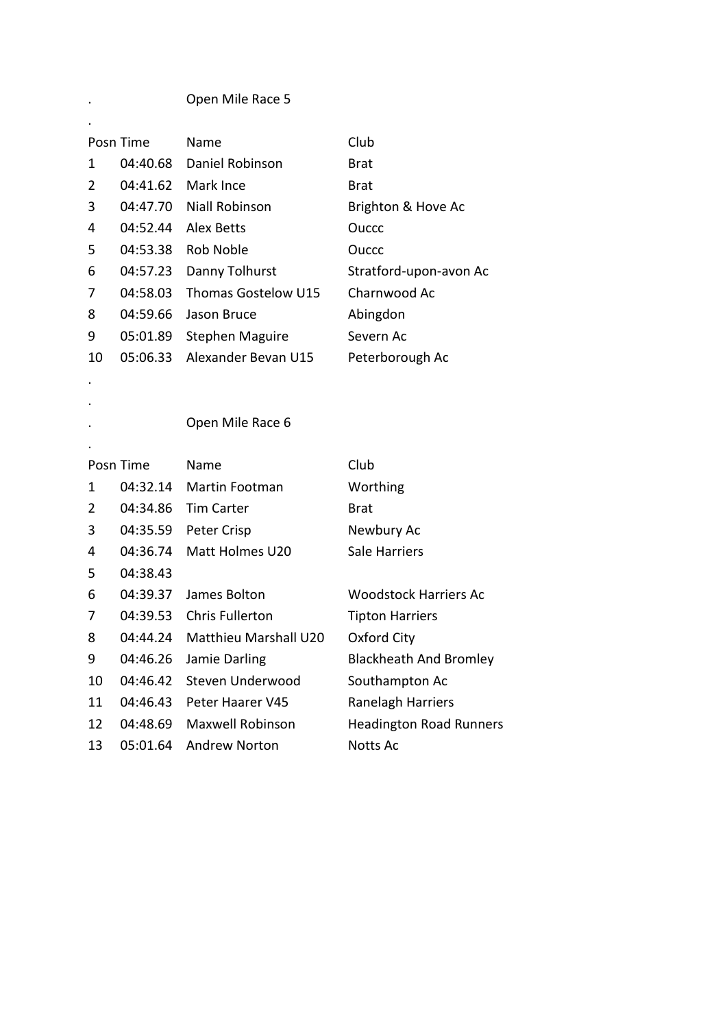. Open Mile Race 5

.

| Posn | Time | Name | Club |
|---|---|---|---|
| 1 | 04:40.68 | Daniel Robinson | Brat |
| 2 | 04:41.62 | Mark Ince | Brat |
| 3 | 04:47.70 | Niall Robinson | Brighton & Hove Ac |
| 4 | 04:52.44 | Alex Betts | Ouccc |
| 5 | 04:53.38 | Rob Noble | Ouccc |
| 6 | 04:57.23 | Danny Tolhurst | Stratford-upon-avon Ac |
| 7 | 04:58.03 | Thomas Gostelow U15 | Charnwood Ac |
| 8 | 04:59.66 | Jason Bruce | Abingdon |
| 9 | 05:01.89 | Stephen Maguire | Severn Ac |
| 10 | 05:06.33 | Alexander Bevan U15 | Peterborough Ac |

.

.

. Open Mile Race 6

.

| Posn | Time | Name | Club |
|---|---|---|---|
| 1 | 04:32.14 | Martin Footman | Worthing |
| 2 | 04:34.86 | Tim Carter | Brat |
| 3 | 04:35.59 | Peter Crisp | Newbury Ac |
| 4 | 04:36.74 | Matt Holmes U20 | Sale Harriers |
| 5 | 04:38.43 | | |
| 6 | 04:39.37 | James Bolton | Woodstock Harriers Ac |
| 7 | 04:39.53 | Chris Fullerton | Tipton Harriers |
| 8 | 04:44.24 | Matthieu Marshall U20 | Oxford City |
| 9 | 04:46.26 | Jamie Darling | Blackheath And Bromley |
| 10 | 04:46.42 | Steven Underwood | Southampton Ac |
| 11 | 04:46.43 | Peter Haarer V45 | Ranelagh Harriers |
| 12 | 04:48.69 | Maxwell Robinson | Headington Road Runners |
| 13 | 05:01.64 | Andrew Norton | Notts Ac |